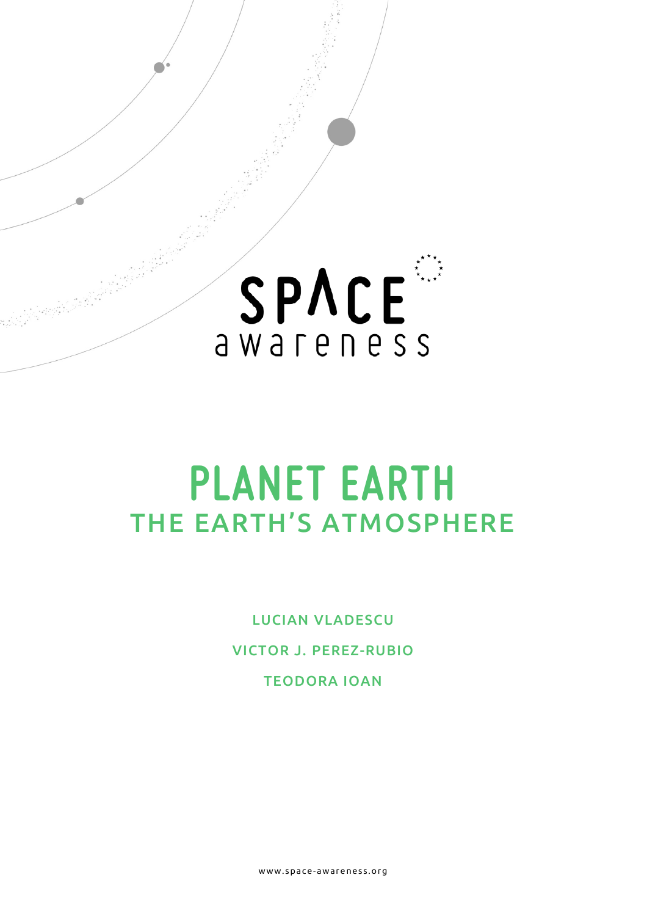SPACE awareness

# PLANET EARTH

## THE EARTH'S ATMOSPHERE

**LUCIAN VLADESCU**

**VICTOR J. PEREZ-RUBIO**

**TEODORA IOAN**

www.space-awareness.org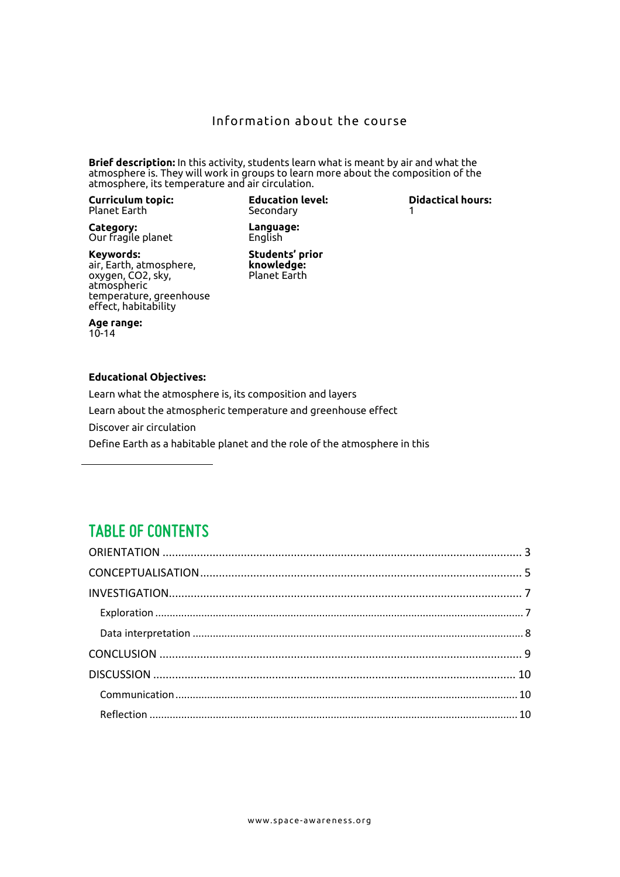## Information about the course

**Brief description:** In this activity, students learn what is meant by air and what the atmosphere is. They will work in groups to learn more about the composition of the atmosphere, its temperature and air circulation.

**Curriculum topic:**
Planet Earth

**Category:**
Our fragile planet

**Keywords:**
air, Earth, atmosphere, oxygen, CO2, sky, atmospheric temperature, greenhouse effect, habitability

**Age range:**
10-14

**Education level:**
Secondary

**Language:**
English

**Students' prior knowledge:**
Planet Earth

**Didactical hours:**
1

**Educational Objectives:**

Learn what the atmosphere is, its composition and layers

Learn about the atmospheric temperature and greenhouse effect

Discover air circulation

Define Earth as a habitable planet and the role of the atmosphere in this

---

## TABLE OF CONTENTS

ORIENTATION .......... 3
CONCEPTUALISATION .......... 5
INVESTIGATION .......... 7
- Exploration .......... 7
- Data interpretation .......... 8

CONCLUSION .......... 9
DISCUSSION .......... 10
- Communication .......... 10
- Reflection .......... 10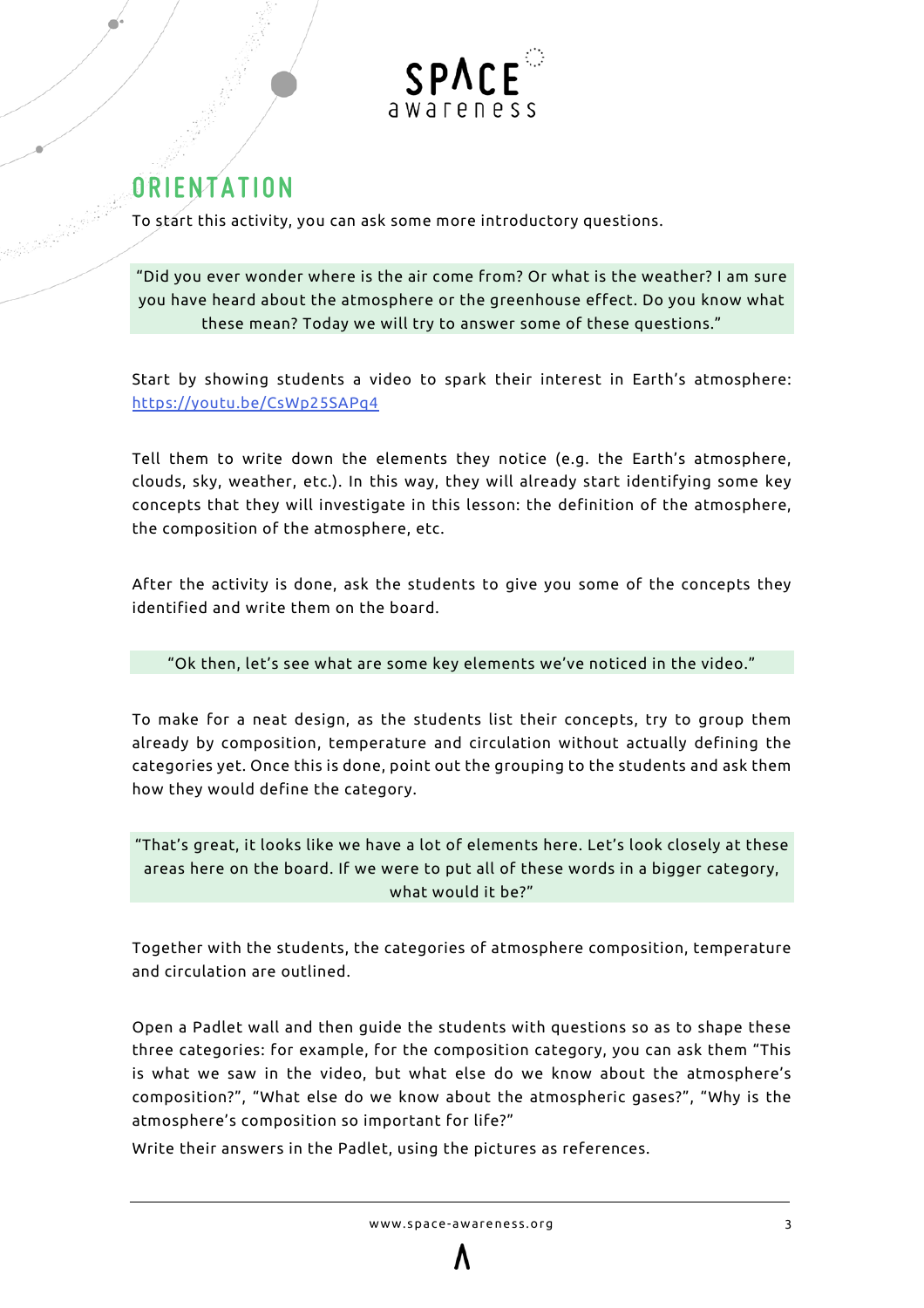## ORIENTATION

To start this activity, you can ask some more introductory questions.

> "Did you ever wonder where is the air come from? Or what is the weather? I am sure you have heard about the atmosphere or the greenhouse effect. Do you know what these mean? Today we will try to answer some of these questions."

Start by showing students a video to spark their interest in Earth's atmosphere: [https://youtu.be/CsWp25SAPq4](https://youtu.be/CsWp25SAPq4)

Tell them to write down the elements they notice (e.g. the Earth's atmosphere, clouds, sky, weather, etc.). In this way, they will already start identifying some key concepts that they will investigate in this lesson: the definition of the atmosphere, the composition of the atmosphere, etc.

After the activity is done, ask the students to give you some of the concepts they identified and write them on the board.

> "Ok then, let's see what are some key elements we've noticed in the video."

To make for a neat design, as the students list their concepts, try to group them already by composition, temperature and circulation without actually defining the categories yet. Once this is done, point out the grouping to the students and ask them how they would define the category.

> "That's great, it looks like we have a lot of elements here. Let's look closely at these areas here on the board. If we were to put all of these words in a bigger category, what would it be?"

Together with the students, the categories of atmosphere composition, temperature and circulation are outlined.

Open a Padlet wall and then guide the students with questions so as to shape these three categories: for example, for the composition category, you can ask them "This is what we saw in the video, but what else do we know about the atmosphere's composition?", "What else do we know about the atmospheric gases?", "Why is the atmosphere's composition so important for life?"

Write their answers in the Padlet, using the pictures as references.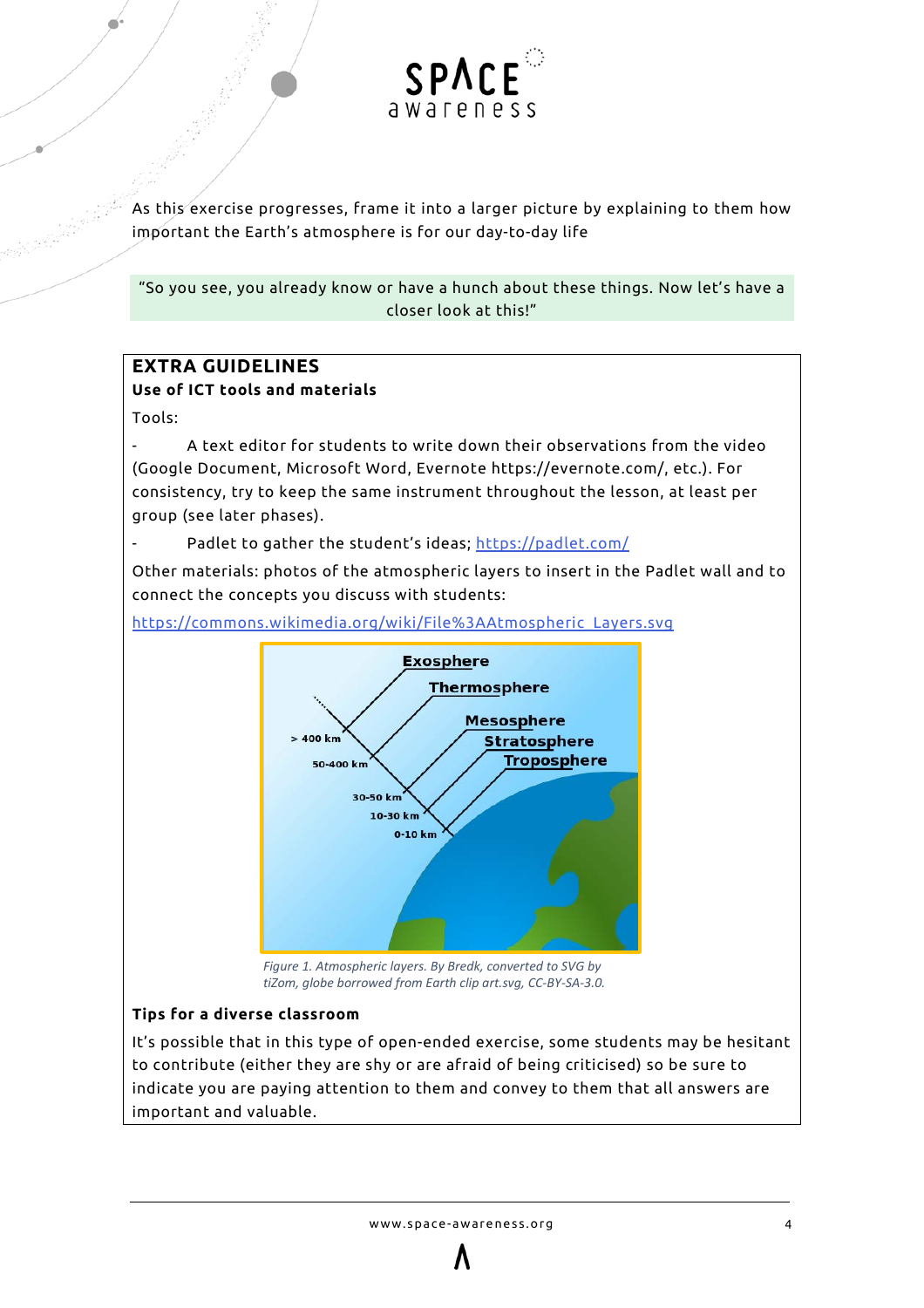As this exercise progresses, frame it into a larger picture by explaining to them how important the Earth's atmosphere is for our day-to-day life

"So you see, you already know or have a hunch about these things. Now let's have a closer look at this!"

## EXTRA GUIDELINES

### Use of ICT tools and materials

Tools:

- A text editor for students to write down their observations from the video (Google Document, Microsoft Word, Evernote https://evernote.com/, etc.). For consistency, try to keep the same instrument throughout the lesson, at least per group (see later phases).
- Padlet to gather the student's ideas; https://padlet.com/

Other materials: photos of the atmospheric layers to insert in the Padlet wall and to connect the concepts you discuss with students:

https://commons.wikimedia.org/wiki/File%3AAtmospheric_Layers.svg

*Figure 1. Atmospheric layers. By Bredk, converted to SVG by tiZom, globe borrowed from Earth clip art.svg, CC-BY-SA-3.0.*

### Tips for a diverse classroom

It's possible that in this type of open-ended exercise, some students may be hesitant to contribute (either they are shy or are afraid of being criticised) so be sure to indicate you are paying attention to them and convey to them that all answers are important and valuable.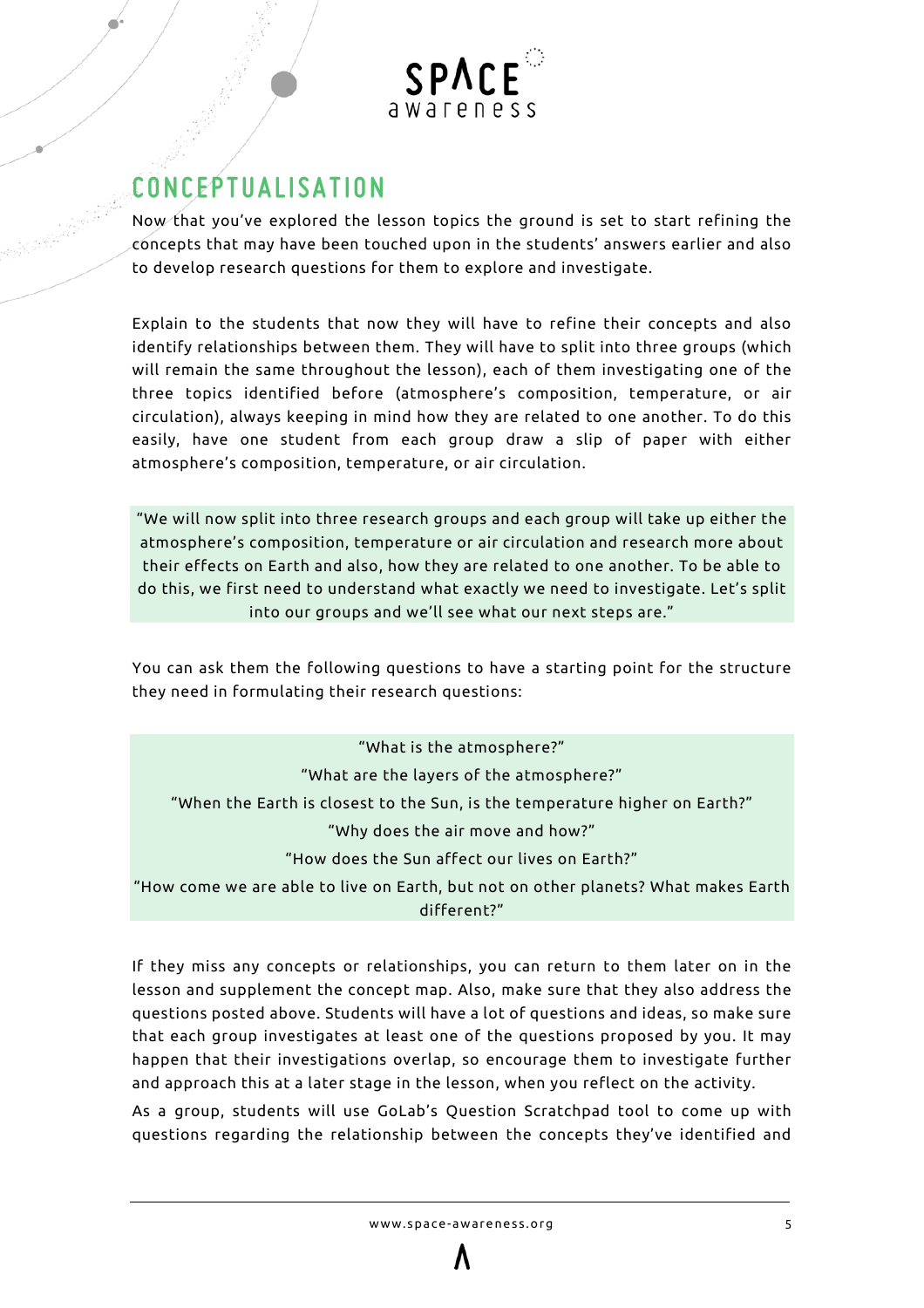## CONCEPTUALISATION

Now that you've explored the lesson topics the ground is set to start refining the concepts that may have been touched upon in the students' answers earlier and also to develop research questions for them to explore and investigate.

Explain to the students that now they will have to refine their concepts and also identify relationships between them. They will have to split into three groups (which will remain the same throughout the lesson), each of them investigating one of the three topics identified before (atmosphere's composition, temperature, or air circulation), always keeping in mind how they are related to one another. To do this easily, have one student from each group draw a slip of paper with either atmosphere's composition, temperature, or air circulation.

> "We will now split into three research groups and each group will take up either the atmosphere's composition, temperature or air circulation and research more about their effects on Earth and also, how they are related to one another. To be able to do this, we first need to understand what exactly we need to investigate. Let's split into our groups and we'll see what our next steps are."

You can ask them the following questions to have a starting point for the structure they need in formulating their research questions:

> "What is the atmosphere?"
>
> "What are the layers of the atmosphere?"
>
> "When the Earth is closest to the Sun, is the temperature higher on Earth?"
>
> "Why does the air move and how?"
>
> "How does the Sun affect our lives on Earth?"
>
> "How come we are able to live on Earth, but not on other planets? What makes Earth different?"

If they miss any concepts or relationships, you can return to them later on in the lesson and supplement the concept map. Also, make sure that they also address the questions posted above. Students will have a lot of questions and ideas, so make sure that each group investigates at least one of the questions proposed by you. It may happen that their investigations overlap, so encourage them to investigate further and approach this at a later stage in the lesson, when you reflect on the activity.

As a group, students will use GoLab's Question Scratchpad tool to come up with questions regarding the relationship between the concepts they've identified and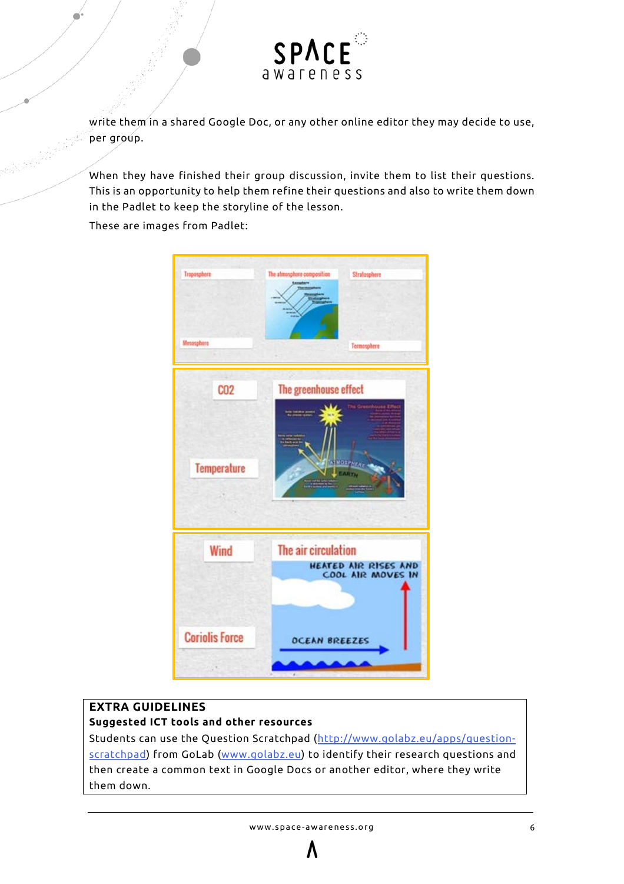write them in a shared Google Doc, or any other online editor they may decide to use, per group.

When they have finished their group discussion, invite them to list their questions. This is an opportunity to help them refine their questions and also to write them down in the Padlet to keep the storyline of the lesson.

These are images from Padlet:

**EXTRA GUIDELINES**

**Suggested ICT tools and other resources**

Students can use the Question Scratchpad (http://www.golabz.eu/apps/question-scratchpad) from GoLab (www.golabz.eu) to identify their research questions and then create a common text in Google Docs or another editor, where they write them down.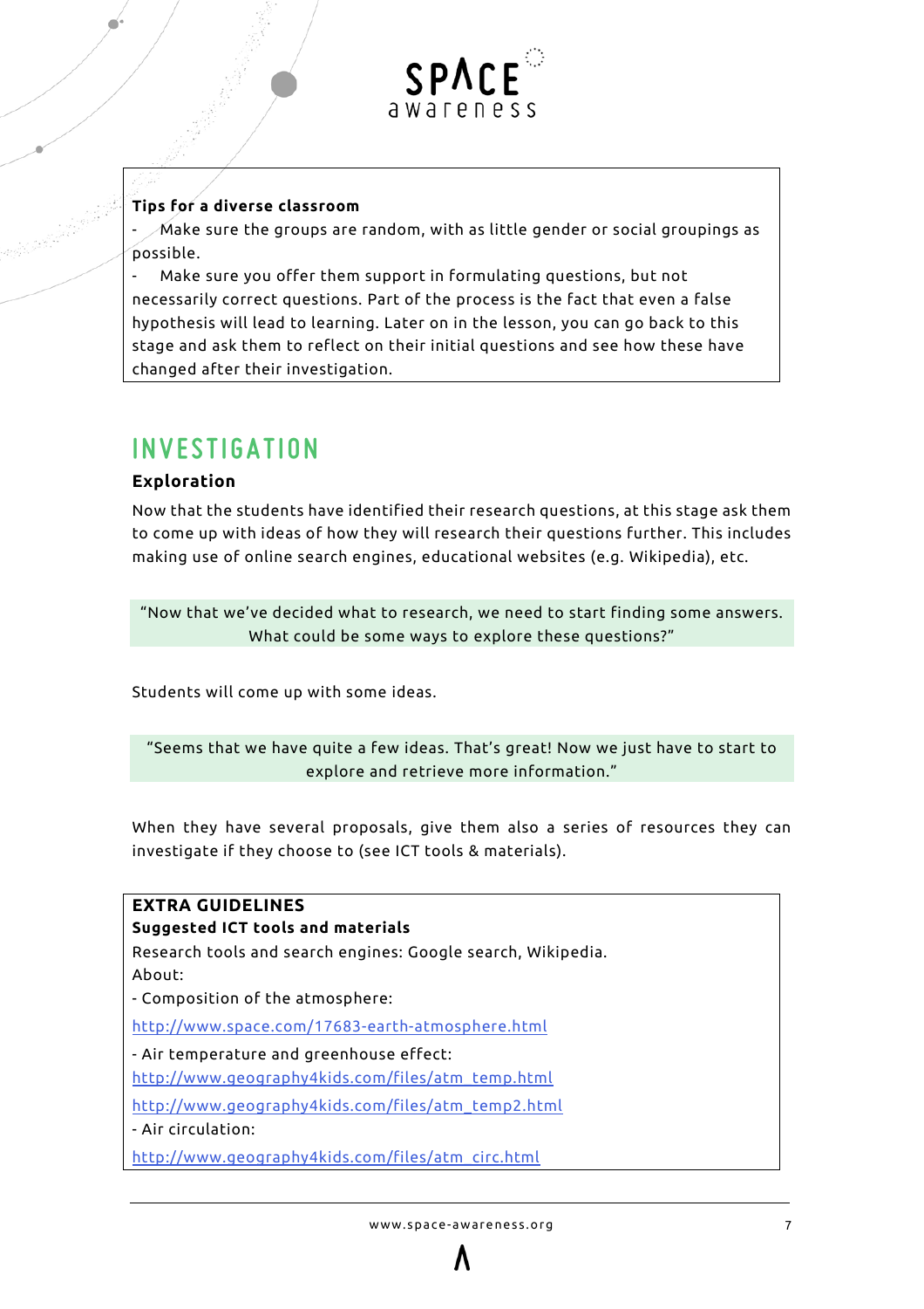**Tips for a diverse classroom**

- Make sure the groups are random, with as little gender or social groupings as possible.
- Make sure you offer them support in formulating questions, but not necessarily correct questions. Part of the process is the fact that even a false hypothesis will lead to learning. Later on in the lesson, you can go back to this stage and ask them to reflect on their initial questions and see how these have changed after their investigation.

# INVESTIGATION

**Exploration**

Now that the students have identified their research questions, at this stage ask them to come up with ideas of how they will research their questions further. This includes making use of online search engines, educational websites (e.g. Wikipedia), etc.

"Now that we've decided what to research, we need to start finding some answers. What could be some ways to explore these questions?"

Students will come up with some ideas.

"Seems that we have quite a few ideas. That's great! Now we just have to start to explore and retrieve more information."

When they have several proposals, give them also a series of resources they can investigate if they choose to (see ICT tools & materials).

**EXTRA GUIDELINES**

**Suggested ICT tools and materials**

Research tools and search engines: Google search, Wikipedia.

About:

- Composition of the atmosphere:

http://www.space.com/17683-earth-atmosphere.html

- Air temperature and greenhouse effect:

http://www.geography4kids.com/files/atm_temp.html

http://www.geography4kids.com/files/atm_temp2.html

- Air circulation:

http://www.geography4kids.com/files/atm_circ.html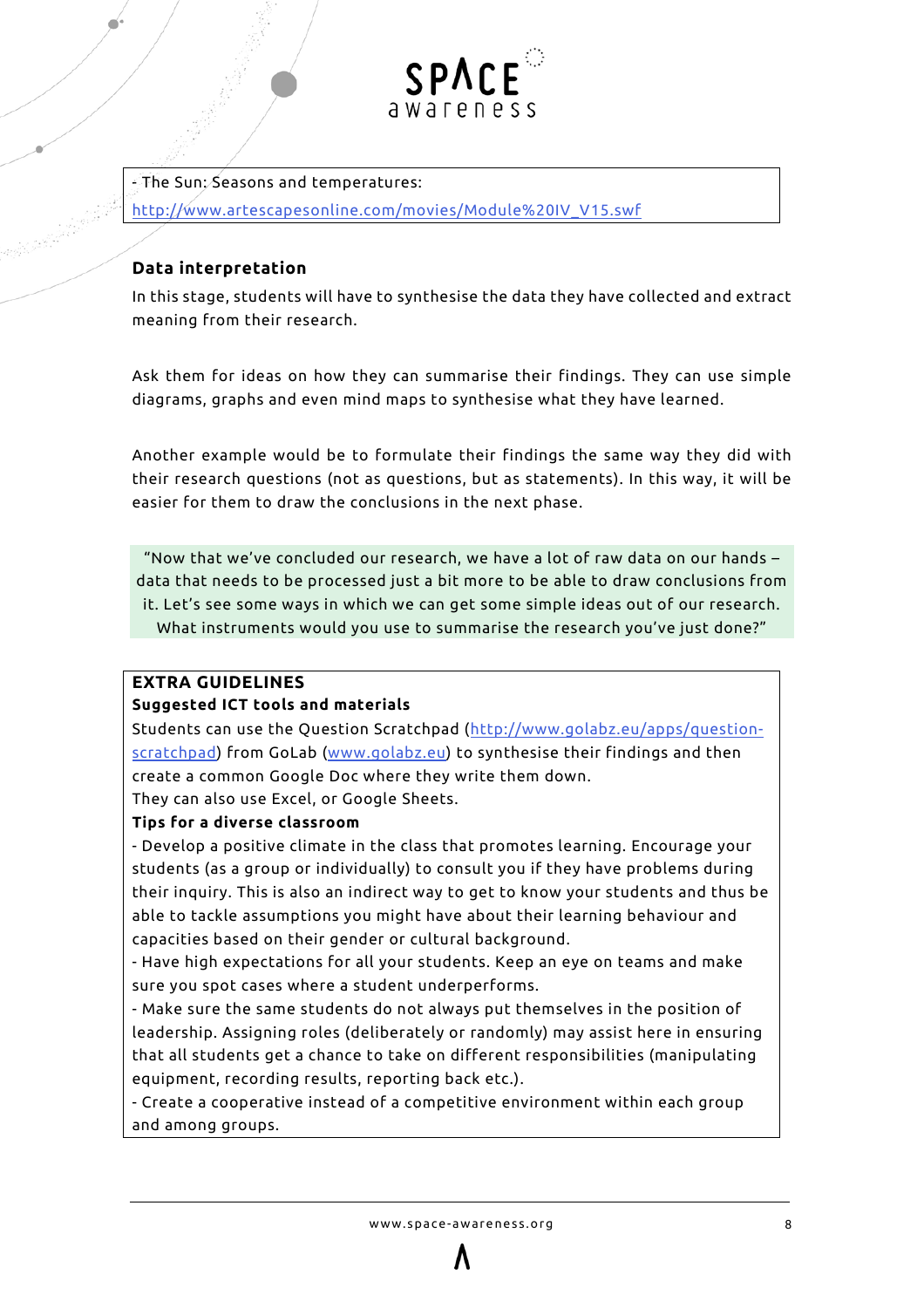- The Sun: Seasons and temperatures:
http://www.artescapesonline.com/movies/Module%20IV_V15.swf

### Data interpretation

In this stage, students will have to synthesise the data they have collected and extract meaning from their research.

Ask them for ideas on how they can summarise their findings. They can use simple diagrams, graphs and even mind maps to synthesise what they have learned.

Another example would be to formulate their findings the same way they did with their research questions (not as questions, but as statements). In this way, it will be easier for them to draw the conclusions in the next phase.

"Now that we've concluded our research, we have a lot of raw data on our hands – data that needs to be processed just a bit more to be able to draw conclusions from it. Let's see some ways in which we can get some simple ideas out of our research. What instruments would you use to summarise the research you've just done?"

**EXTRA GUIDELINES**

**Suggested ICT tools and materials**

Students can use the Question Scratchpad (http://www.golabz.eu/apps/question-scratchpad) from GoLab (www.golabz.eu) to synthesise their findings and then create a common Google Doc where they write them down.
They can also use Excel, or Google Sheets.

**Tips for a diverse classroom**

- Develop a positive climate in the class that promotes learning. Encourage your students (as a group or individually) to consult you if they have problems during their inquiry. This is also an indirect way to get to know your students and thus be able to tackle assumptions you might have about their learning behaviour and capacities based on their gender or cultural background.
- Have high expectations for all your students. Keep an eye on teams and make sure you spot cases where a student underperforms.
- Make sure the same students do not always put themselves in the position of leadership. Assigning roles (deliberately or randomly) may assist here in ensuring that all students get a chance to take on different responsibilities (manipulating equipment, recording results, reporting back etc.).
- Create a cooperative instead of a competitive environment within each group and among groups.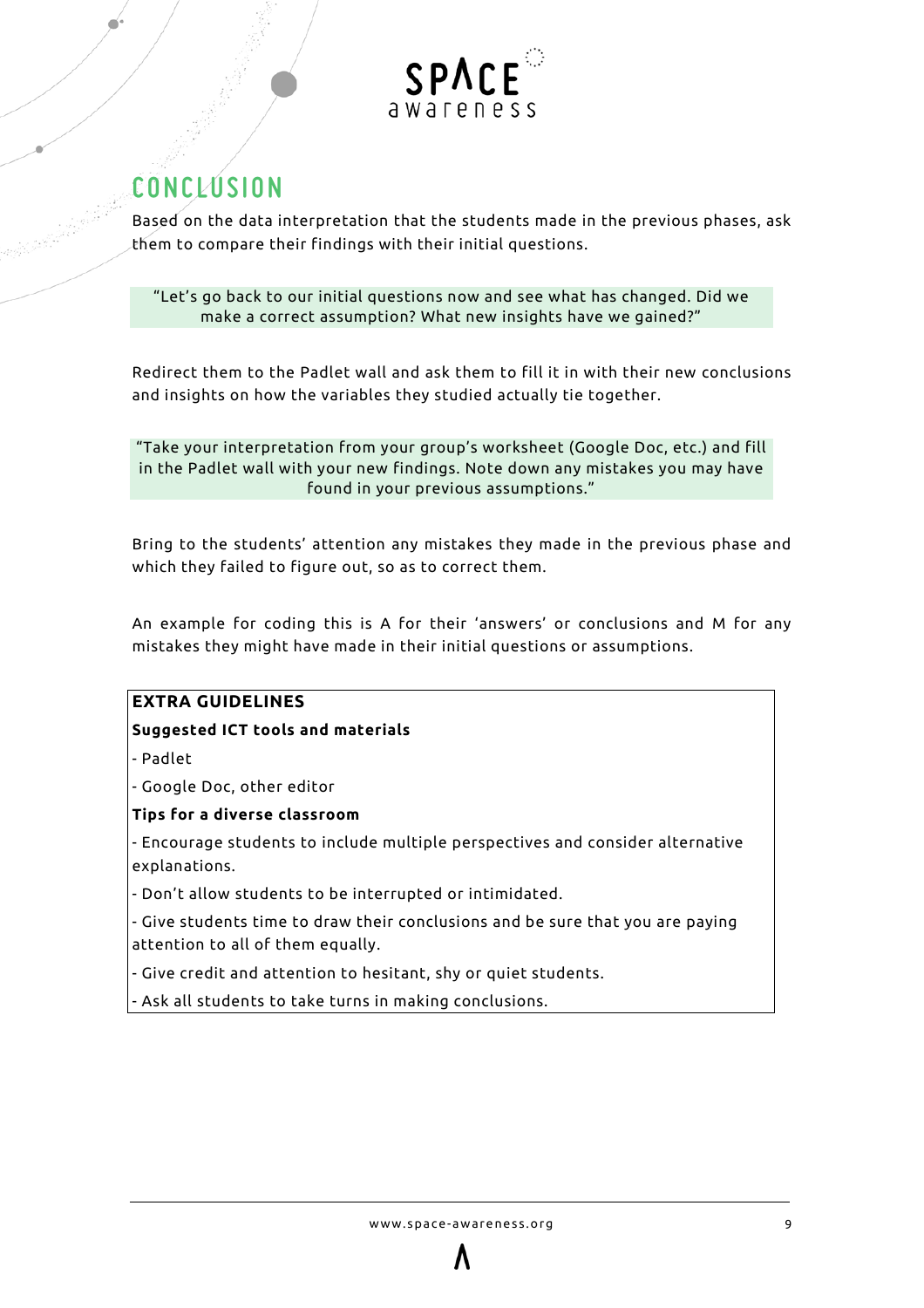## CONCLUSION

Based on the data interpretation that the students made in the previous phases, ask them to compare their findings with their initial questions.

> "Let's go back to our initial questions now and see what has changed. Did we make a correct assumption? What new insights have we gained?"

Redirect them to the Padlet wall and ask them to fill it in with their new conclusions and insights on how the variables they studied actually tie together.

> "Take your interpretation from your group's worksheet (Google Doc, etc.) and fill in the Padlet wall with your new findings. Note down any mistakes you may have found in your previous assumptions."

Bring to the students' attention any mistakes they made in the previous phase and which they failed to figure out, so as to correct them.

An example for coding this is A for their 'answers' or conclusions and M for any mistakes they might have made in their initial questions or assumptions.

**EXTRA GUIDELINES**

**Suggested ICT tools and materials**

- Padlet
- Google Doc, other editor

**Tips for a diverse classroom**

- Encourage students to include multiple perspectives and consider alternative explanations.
- Don't allow students to be interrupted or intimidated.
- Give students time to draw their conclusions and be sure that you are paying attention to all of them equally.
- Give credit and attention to hesitant, shy or quiet students.
- Ask all students to take turns in making conclusions.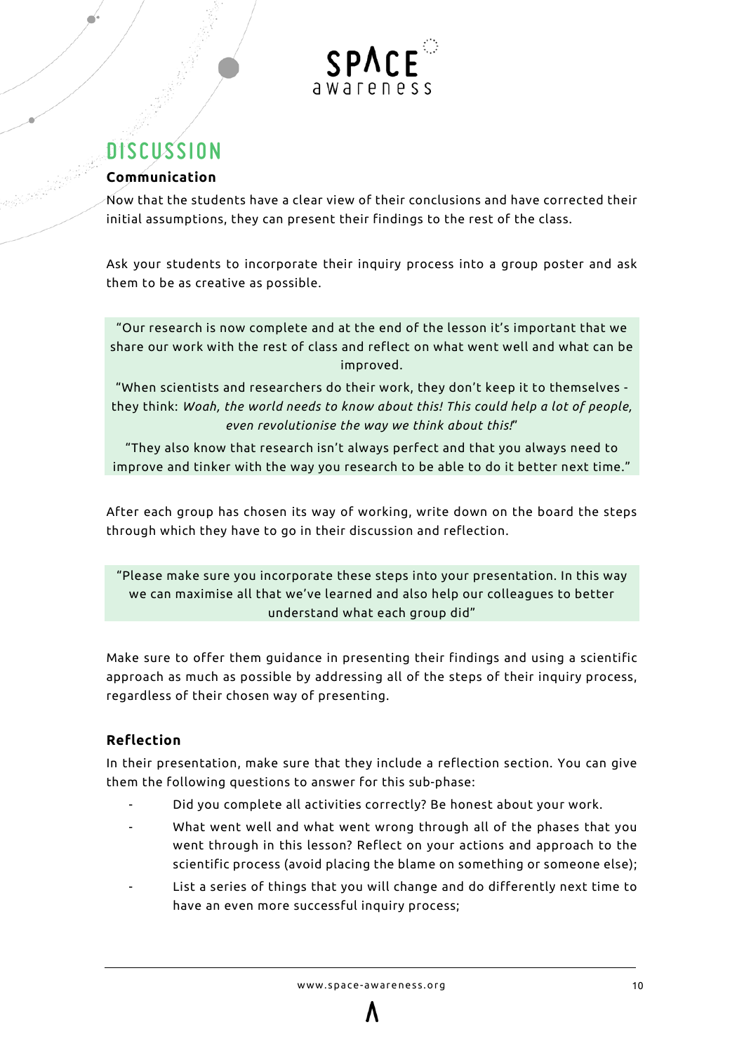# DISCUSSION

### Communication

Now that the students have a clear view of their conclusions and have corrected their initial assumptions, they can present their findings to the rest of the class.

Ask your students to incorporate their inquiry process into a group poster and ask them to be as creative as possible.

> "Our research is now complete and at the end of the lesson it's important that we share our work with the rest of class and reflect on what went well and what can be improved.
>
> "When scientists and researchers do their work, they don't keep it to themselves - they think: *Woah, the world needs to know about this! This could help a lot of people, even revolutionise the way we think about this!*"
>
> "They also know that research isn't always perfect and that you always need to improve and tinker with the way you research to be able to do it better next time."

After each group has chosen its way of working, write down on the board the steps through which they have to go in their discussion and reflection.

> "Please make sure you incorporate these steps into your presentation. In this way we can maximise all that we've learned and also help our colleagues to better understand what each group did"

Make sure to offer them guidance in presenting their findings and using a scientific approach as much as possible by addressing all of the steps of their inquiry process, regardless of their chosen way of presenting.

### Reflection

In their presentation, make sure that they include a reflection section. You can give them the following questions to answer for this sub-phase:

- Did you complete all activities correctly? Be honest about your work.
- What went well and what went wrong through all of the phases that you went through in this lesson? Reflect on your actions and approach to the scientific process (avoid placing the blame on something or someone else);
- List a series of things that you will change and do differently next time to have an even more successful inquiry process;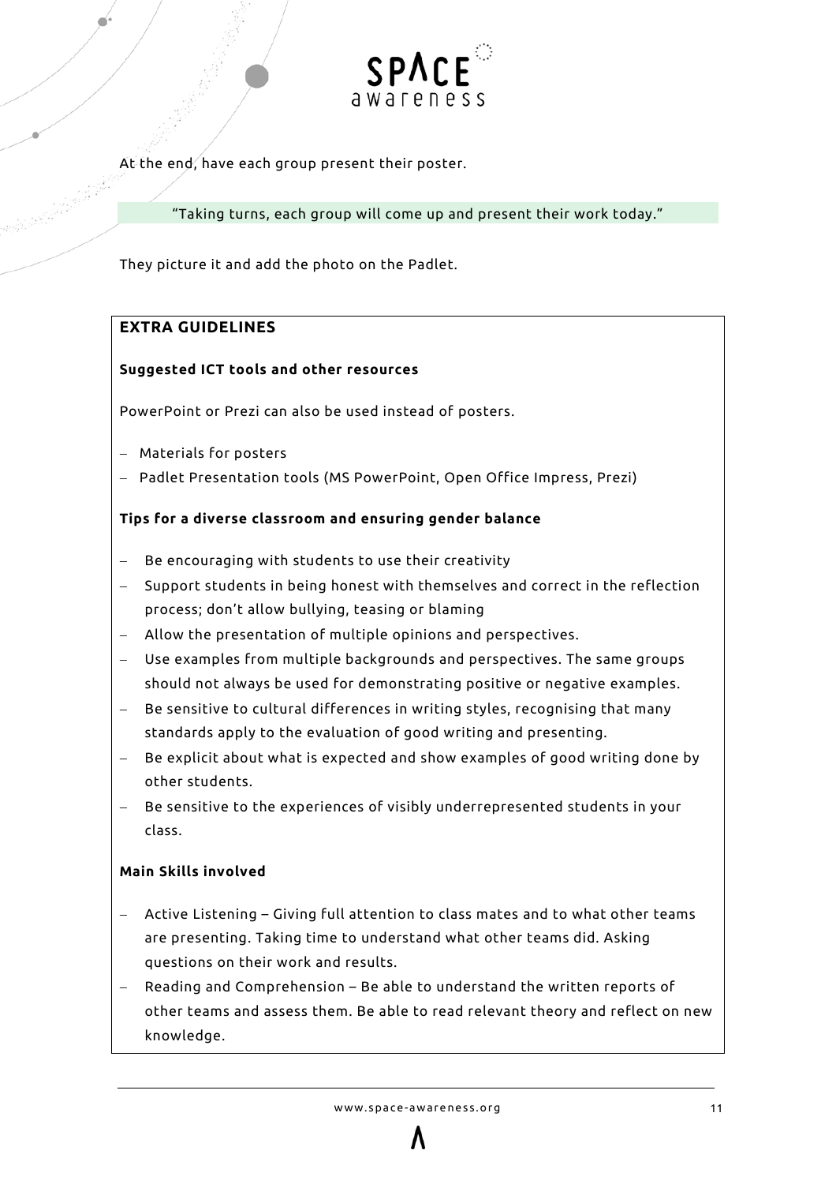At the end, have each group present their poster.

> "Taking turns, each group will come up and present their work today."

They picture it and add the photo on the Padlet.

**EXTRA GUIDELINES**

**Suggested ICT tools and other resources**

PowerPoint or Prezi can also be used instead of posters.

- Materials for posters
- Padlet Presentation tools (MS PowerPoint, Open Office Impress, Prezi)

**Tips for a diverse classroom and ensuring gender balance**

- Be encouraging with students to use their creativity
- Support students in being honest with themselves and correct in the reflection process; don't allow bullying, teasing or blaming
- Allow the presentation of multiple opinions and perspectives.
- Use examples from multiple backgrounds and perspectives. The same groups should not always be used for demonstrating positive or negative examples.
- Be sensitive to cultural differences in writing styles, recognising that many standards apply to the evaluation of good writing and presenting.
- Be explicit about what is expected and show examples of good writing done by other students.
- Be sensitive to the experiences of visibly underrepresented students in your class.

**Main Skills involved**

- Active Listening – Giving full attention to class mates and to what other teams are presenting. Taking time to understand what other teams did. Asking questions on their work and results.
- Reading and Comprehension – Be able to understand the written reports of other teams and assess them. Be able to read relevant theory and reflect on new knowledge.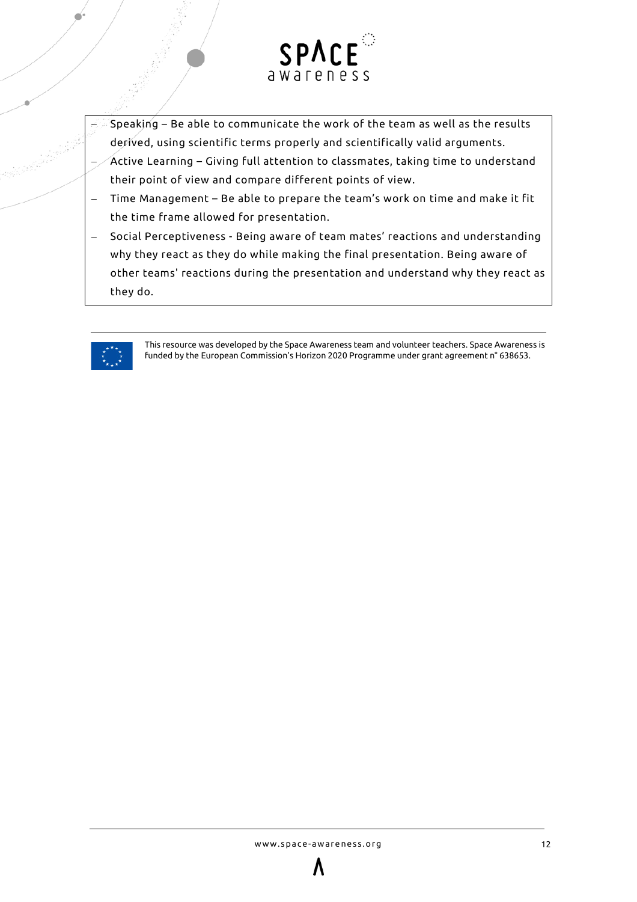- Speaking – Be able to communicate the work of the team as well as the results derived, using scientific terms properly and scientifically valid arguments.
- Active Learning – Giving full attention to classmates, taking time to understand their point of view and compare different points of view.
- Time Management – Be able to prepare the team's work on time and make it fit the time frame allowed for presentation.
- Social Perceptiveness - Being aware of team mates' reactions and understanding why they react as they do while making the final presentation. Being aware of other teams' reactions during the presentation and understand why they react as they do.

This resource was developed by the Space Awareness team and volunteer teachers. Space Awareness is funded by the European Commission's Horizon 2020 Programme under grant agreement n° 638653.